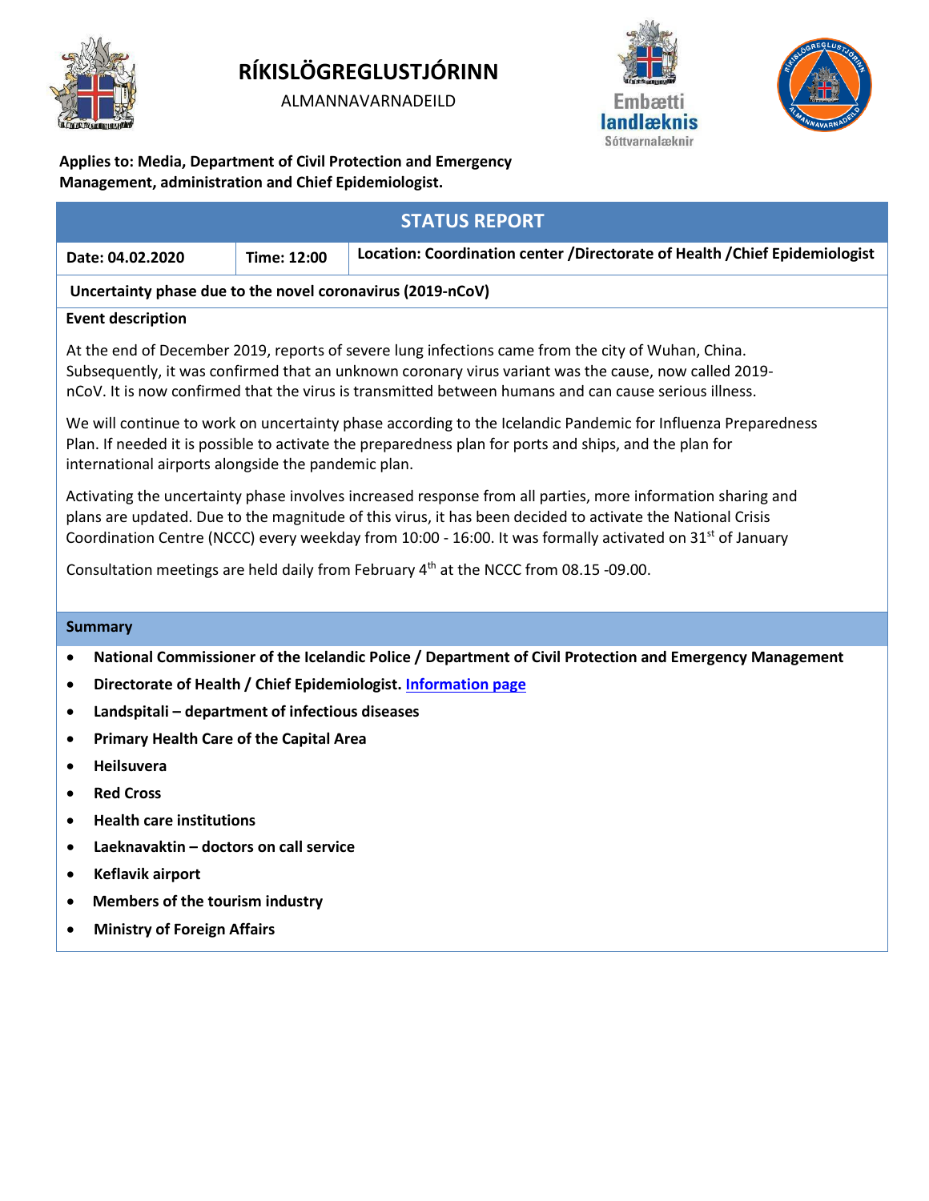# RÍKISLÖGREGLUSTJÓRINN

ALMANNAVARNADEILD

Embætti landlæknis
Sóttvarnalæknir

**Applies to: Media, Department of Civil Protection and Emergency Management, administration and Chief Epidemiologist.**

## STATUS REPORT

| Date: 04.02.2020 | Time: 12:00 | Location: Coordination center /Directorate of Health /Chief Epidemiologist |
|---|---|---|

**Uncertainty phase due to the novel coronavirus (2019-nCoV)**

**Event description**

At the end of December 2019, reports of severe lung infections came from the city of Wuhan, China. Subsequently, it was confirmed that an unknown coronary virus variant was the cause, now called 2019-nCoV. It is now confirmed that the virus is transmitted between humans and can cause serious illness.

We will continue to work on uncertainty phase according to the Icelandic Pandemic for Influenza Preparedness Plan. If needed it is possible to activate the preparedness plan for ports and ships, and the plan for international airports alongside the pandemic plan.

Activating the uncertainty phase involves increased response from all parties, more information sharing and plans are updated. Due to the magnitude of this virus, it has been decided to activate the National Crisis Coordination Centre (NCCC) every weekday from 10:00 - 16:00. It was formally activated on 31st of January

Consultation meetings are held daily from February 4th at the NCCC from 08.15 -09.00.

**Summary**

- **National Commissioner of the Icelandic Police / Department of Civil Protection and Emergency Management**
- **Directorate of Health / Chief Epidemiologist. Information page**
- **Landspitali – department of infectious diseases**
- **Primary Health Care of the Capital Area**
- **Heilsuvera**
- **Red Cross**
- **Health care institutions**
- **Laeknavaktin – doctors on call service**
- **Keflavik airport**
- **Members of the tourism industry**
- **Ministry of Foreign Affairs**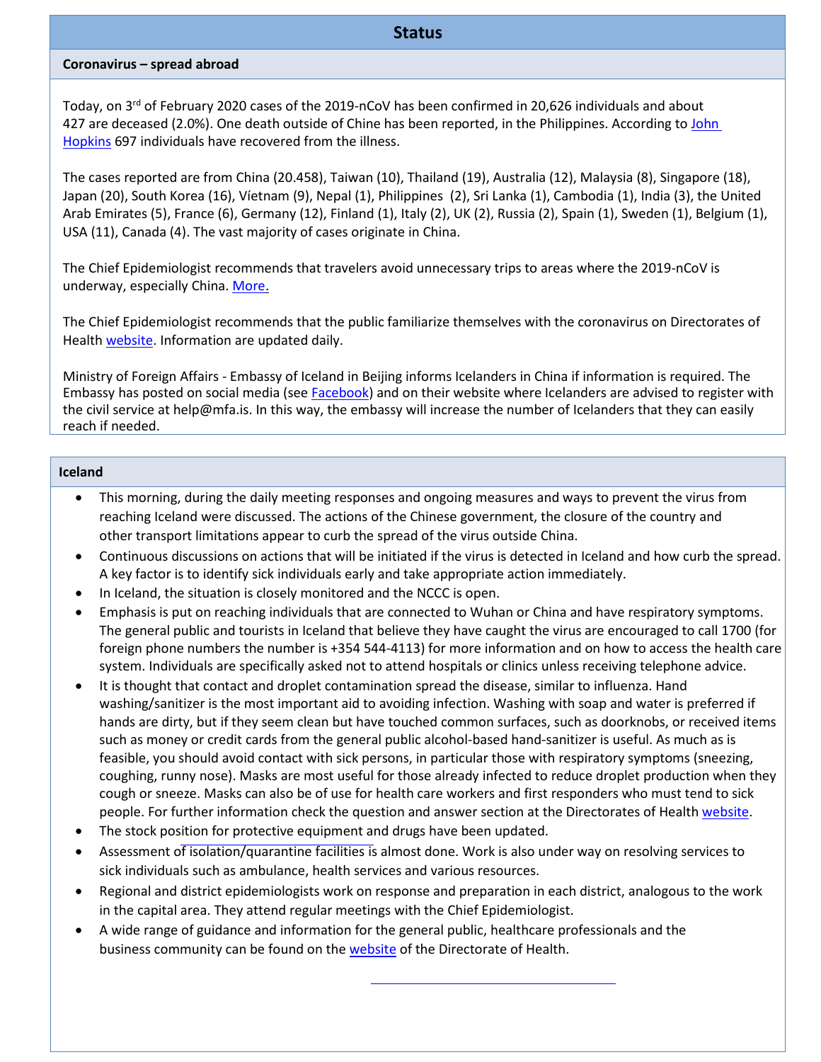## Status

### Coronavirus – spread abroad

Today, on 3rd of February 2020 cases of the 2019-nCoV has been confirmed in 20,626 individuals and about 427 are deceased (2.0%). One death outside of Chine has been reported, in the Philippines. According to John Hopkins 697 individuals have recovered from the illness.

The cases reported are from China (20.458), Taiwan (10), Thailand (19), Australia (12), Malaysia (8), Singapore (18), Japan (20), South Korea (16), Víetnam (9), Nepal (1), Philippines (2), Sri Lanka (1), Cambodia (1), India (3), the United Arab Emirates (5), France (6), Germany (12), Finland (1), Italy (2), UK (2), Russia (2), Spain (1), Sweden (1), Belgium (1), USA (11), Canada (4). The vast majority of cases originate in China.

The Chief Epidemiologist recommends that travelers avoid unnecessary trips to areas where the 2019-nCoV is underway, especially China. More.

The Chief Epidemiologist recommends that the public familiarize themselves with the coronavirus on Directorates of Health website. Information are updated daily.

Ministry of Foreign Affairs - Embassy of Iceland in Beijing informs Icelanders in China if information is required. The Embassy has posted on social media (see Facebook) and on their website where Icelanders are advised to register with the civil service at help@mfa.is. In this way, the embassy will increase the number of Icelanders that they can easily reach if needed.

### Iceland

- This morning, during the daily meeting responses and ongoing measures and ways to prevent the virus from reaching Iceland were discussed. The actions of the Chinese government, the closure of the country and other transport limitations appear to curb the spread of the virus outside China.
- Continuous discussions on actions that will be initiated if the virus is detected in Iceland and how curb the spread. A key factor is to identify sick individuals early and take appropriate action immediately.
- In Iceland, the situation is closely monitored and the NCCC is open.
- Emphasis is put on reaching individuals that are connected to Wuhan or China and have respiratory symptoms. The general public and tourists in Iceland that believe they have caught the virus are encouraged to call 1700 (for foreign phone numbers the number is +354 544-4113) for more information and on how to access the health care system. Individuals are specifically asked not to attend hospitals or clinics unless receiving telephone advice.
- It is thought that contact and droplet contamination spread the disease, similar to influenza. Hand washing/sanitizer is the most important aid to avoiding infection. Washing with soap and water is preferred if hands are dirty, but if they seem clean but have touched common surfaces, such as doorknobs, or received items such as money or credit cards from the general public alcohol-based hand-sanitizer is useful. As much as is feasible, you should avoid contact with sick persons, in particular those with respiratory symptoms (sneezing, coughing, runny nose). Masks are most useful for those already infected to reduce droplet production when they cough or sneeze. Masks can also be of use for health care workers and first responders who must tend to sick people. For further information check the question and answer section at the Directorates of Health website.
- The stock position for protective equipment and drugs have been updated.
- Assessment of isolation/quarantine facilities is almost done. Work is also under way on resolving services to sick individuals such as ambulance, health services and various resources.
- Regional and district epidemiologists work on response and preparation in each district, analogous to the work in the capital area. They attend regular meetings with the Chief Epidemiologist.
- A wide range of guidance and information for the general public, healthcare professionals and the business community can be found on the website of the Directorate of Health.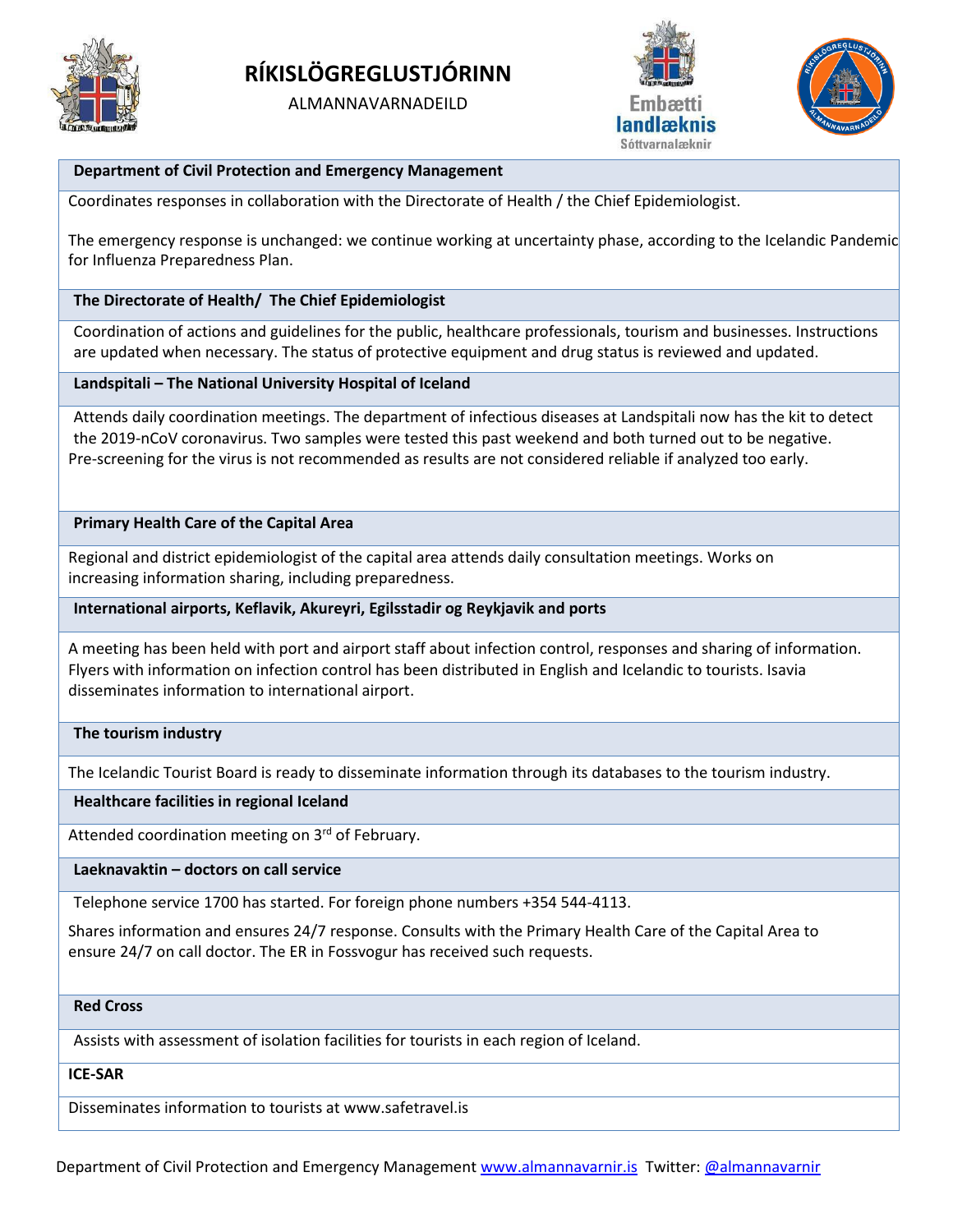# RÍKISLÖGREGLUSTJÓRINN

ALMANNAVARNADEILD

Embætti landlæknis
Sóttvarnalæknir

**Department of Civil Protection and Emergency Management**

Coordinates responses in collaboration with the Directorate of Health / the Chief Epidemiologist.

The emergency response is unchanged: we continue working at uncertainty phase, according to the Icelandic Pandemic for Influenza Preparedness Plan.

**The Directorate of Health/ The Chief Epidemiologist**

Coordination of actions and guidelines for the public, healthcare professionals, tourism and businesses. Instructions are updated when necessary. The status of protective equipment and drug status is reviewed and updated.

**Landspitali – The National University Hospital of Iceland**

Attends daily coordination meetings. The department of infectious diseases at Landspitali now has the kit to detect the 2019-nCoV coronavirus. Two samples were tested this past weekend and both turned out to be negative. Pre-screening for the virus is not recommended as results are not considered reliable if analyzed too early.

**Primary Health Care of the Capital Area**

Regional and district epidemiologist of the capital area attends daily consultation meetings. Works on increasing information sharing, including preparedness.

**International airports, Keflavik, Akureyri, Egilsstadir og Reykjavik and ports**

A meeting has been held with port and airport staff about infection control, responses and sharing of information. Flyers with information on infection control has been distributed in English and Icelandic to tourists. Isavia disseminates information to international airport.

**The tourism industry**

The Icelandic Tourist Board is ready to disseminate information through its databases to the tourism industry.

**Healthcare facilities in regional Iceland**

Attended coordination meeting on 3rd of February.

**Laeknavaktin – doctors on call service**

Telephone service 1700 has started. For foreign phone numbers +354 544-4113.

Shares information and ensures 24/7 response. Consults with the Primary Health Care of the Capital Area to ensure 24/7 on call doctor. The ER in Fossvogur has received such requests.

**Red Cross**

Assists with assessment of isolation facilities for tourists in each region of Iceland.

**ICE-SAR**

Disseminates information to tourists at www.safetravel.is

Department of Civil Protection and Emergency Management www.almannavarnir.is Twitter: @almannavarnir